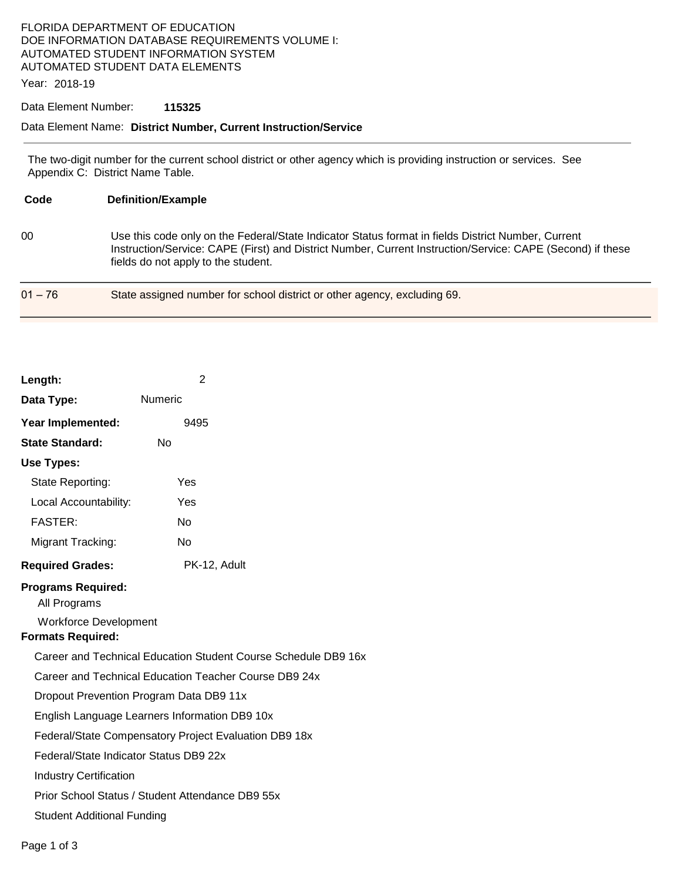FLORIDA DEPARTMENT OF EDUCATION
DOE INFORMATION DATABASE REQUIREMENTS VOLUME I:
AUTOMATED STUDENT INFORMATION SYSTEM
AUTOMATED STUDENT DATA ELEMENTS

Year: 2018-19

Data Element Number: **115325**

Data Element Name: **District Number, Current Instruction/Service**

---

The two-digit number for the current school district or other agency which is providing instruction or services. See Appendix C: District Name Table.

| Code | Definition/Example |
|---|---|
| 00 | Use this code only on the Federal/State Indicator Status format in fields District Number, Current Instruction/Service: CAPE (First) and District Number, Current Instruction/Service: CAPE (Second) if these fields do not apply to the student. |
| 01 – 76 | State assigned number for school district or other agency, excluding 69. |

**Length:** 2

**Data Type:** Numeric

**Year Implemented:** 9495

**State Standard:** No

**Use Types:**

- State Reporting: Yes
- Local Accountability: Yes
- FASTER: No
- Migrant Tracking: No

**Required Grades:** PK-12, Adult

**Programs Required:**

- All Programs
- Workforce Development

**Formats Required:**

- Career and Technical Education Student Course Schedule DB9 16x
- Career and Technical Education Teacher Course DB9 24x
- Dropout Prevention Program Data DB9 11x
- English Language Learners Information DB9 10x
- Federal/State Compensatory Project Evaluation DB9 18x
- Federal/State Indicator Status DB9 22x
- Industry Certification
- Prior School Status / Student Attendance DB9 55x
- Student Additional Funding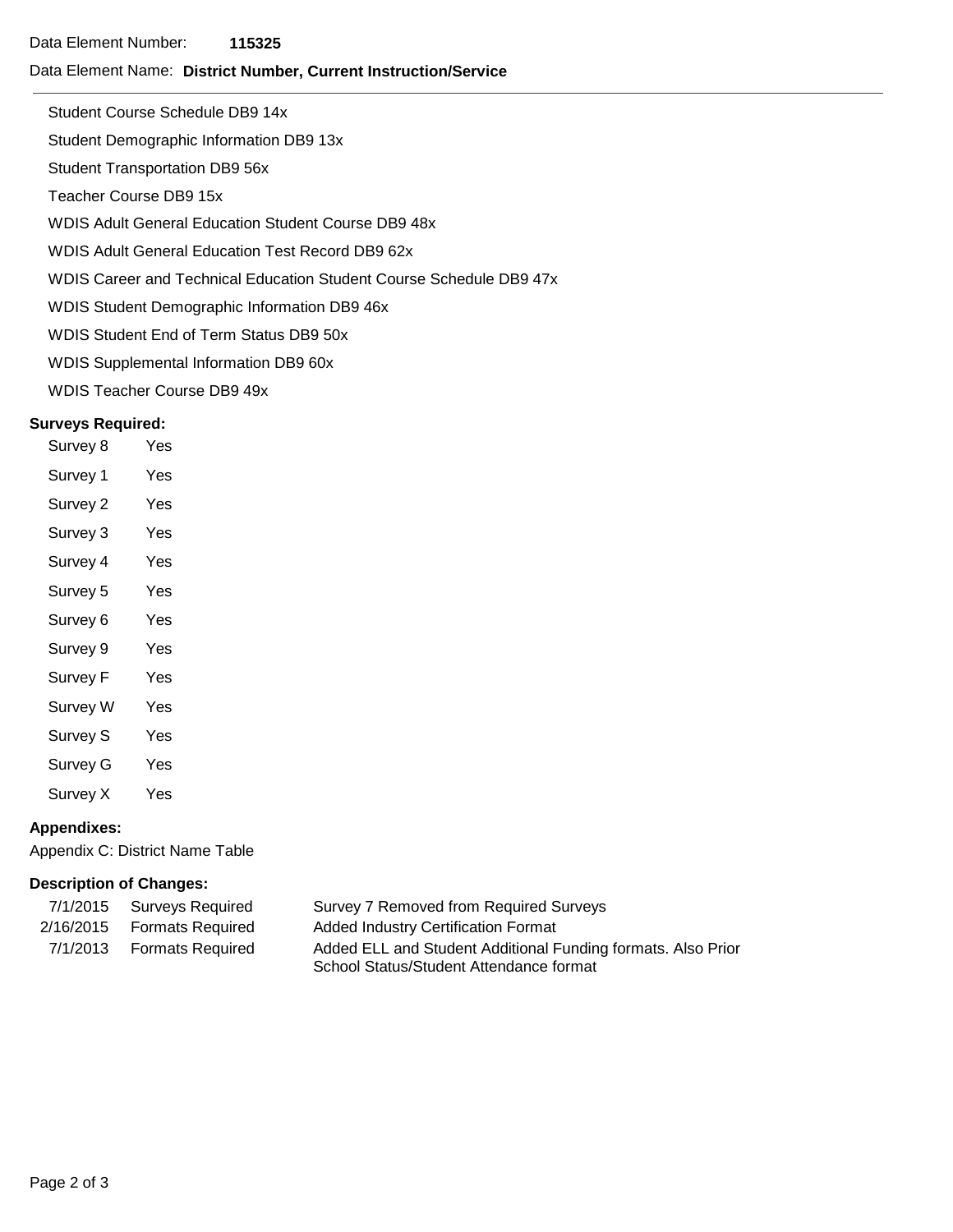Data Element Number: **115325**

Data Element Name: **District Number, Current Instruction/Service**

---

Student Course Schedule DB9 14x

Student Demographic Information DB9 13x

Student Transportation DB9 56x

Teacher Course DB9 15x

WDIS Adult General Education Student Course DB9 48x

WDIS Adult General Education Test Record DB9 62x

WDIS Career and Technical Education Student Course Schedule DB9 47x

WDIS Student Demographic Information DB9 46x

WDIS Student End of Term Status DB9 50x

WDIS Supplemental Information DB9 60x

WDIS Teacher Course DB9 49x

### Surveys Required:

| | |
|---|---|
| Survey 8 | Yes |
| Survey 1 | Yes |
| Survey 2 | Yes |
| Survey 3 | Yes |
| Survey 4 | Yes |
| Survey 5 | Yes |
| Survey 6 | Yes |
| Survey 9 | Yes |
| Survey F | Yes |
| Survey W | Yes |
| Survey S | Yes |
| Survey G | Yes |
| Survey X | Yes |

### Appendixes:

Appendix C: District Name Table

### Description of Changes:

| | | |
|---|---|---|
| 7/1/2015 | Surveys Required | Survey 7 Removed from Required Surveys |
| 2/16/2015 | Formats Required | Added Industry Certification Format |
| 7/1/2013 | Formats Required | Added ELL and Student Additional Funding formats. Also Prior School Status/Student Attendance format |